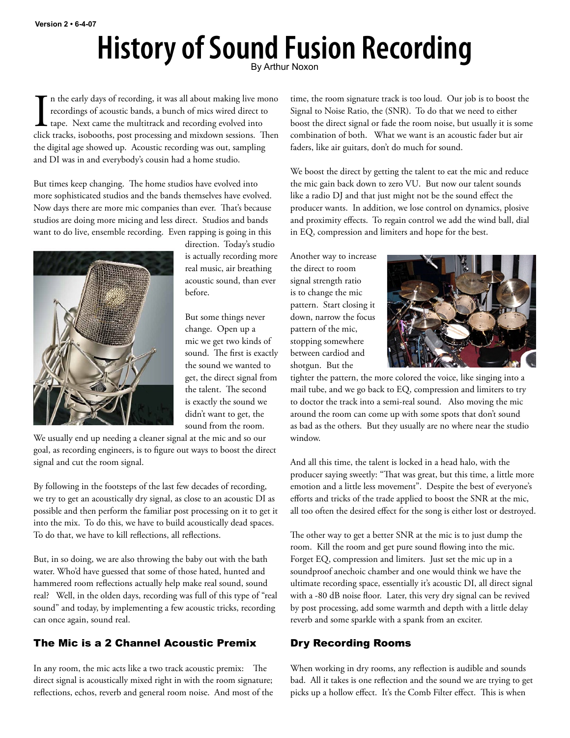Version 2 • 6-4-07

# History of Sound Fusion Recording

By Arthur Noxon

In the early days of recording, it was all about making live mono recordings of acoustic bands, a bunch of mics wired direct to tape. Next came the multitrack and recording evolved into click tracks, isobooths, post processing and mixdown sessions. Then the digital age showed up. Acoustic recording was out, sampling and DI was in and everybody's cousin had a home studio.

But times keep changing. The home studios have evolved into more sophisticated studios and the bands themselves have evolved. Now days there are more mic companies than ever. That's because studios are doing more micing and less direct. Studios and bands want to do live, ensemble recording. Even rapping is going in this direction. Today's studio is actually recording more real music, air breathing acoustic sound, than ever before.

But some things never change. Open up a mic we get two kinds of sound. The first is exactly the sound we wanted to get, the direct signal from the talent. The second is exactly the sound we didn't want to get, the sound from the room. We usually end up needing a cleaner signal at the mic and so our goal, as recording engineers, is to figure out ways to boost the direct signal and cut the room signal.

By following in the footsteps of the last few decades of recording, we try to get an acoustically dry signal, as close to an acoustic DI as possible and then perform the familiar post processing on it to get it into the mix. To do this, we have to build acoustically dead spaces. To do that, we have to kill reflections, all reflections.

But, in so doing, we are also throwing the baby out with the bath water. Who'd have guessed that some of those hated, hunted and hammered room reflections actually help make real sound, sound real? Well, in the olden days, recording was full of this type of "real sound" and today, by implementing a few acoustic tricks, recording can once again, sound real.

## The Mic is a 2 Channel Acoustic Premix

In any room, the mic acts like a two track acoustic premix: The direct signal is acoustically mixed right in with the room signature; reflections, echos, reverb and general room noise. And most of the time, the room signature track is too loud. Our job is to boost the Signal to Noise Ratio, the (SNR). To do that we need to either boost the direct signal or fade the room noise, but usually it is some combination of both. What we want is an acoustic fader but air faders, like air guitars, don't do much for sound.

We boost the direct by getting the talent to eat the mic and reduce the mic gain back down to zero VU. But now our talent sounds like a radio DJ and that just might not be the sound effect the producer wants. In addition, we lose control on dynamics, plosive and proximity effects. To regain control we add the wind ball, dial in EQ, compression and limiters and hope for the best.

Another way to increase the direct to room signal strength ratio is to change the mic pattern. Start closing it down, narrow the focus pattern of the mic, stopping somewhere between cardiod and shotgun. But the tighter the pattern, the more colored the voice, like singing into a mail tube, and we go back to EQ, compression and limiters to try to doctor the track into a semi-real sound. Also moving the mic around the room can come up with some spots that don't sound as bad as the others. But they usually are no where near the studio window.

And all this time, the talent is locked in a head halo, with the producer saying sweetly: "That was great, but this time, a little more emotion and a little less movement". Despite the best of everyone's efforts and tricks of the trade applied to boost the SNR at the mic, all too often the desired effect for the song is either lost or destroyed.

The other way to get a better SNR at the mic is to just dump the room. Kill the room and get pure sound flowing into the mic. Forget EQ, compression and limiters. Just set the mic up in a soundproof anechoic chamber and one would think we have the ultimate recording space, essentially it's acoustic DI, all direct signal with a -80 dB noise floor. Later, this very dry signal can be revived by post processing, add some warmth and depth with a little delay reverb and some sparkle with a spank from an exciter.

## Dry Recording Rooms

When working in dry rooms, any reflection is audible and sounds bad. All it takes is one reflection and the sound we are trying to get picks up a hollow effect. It's the Comb Filter effect. This is when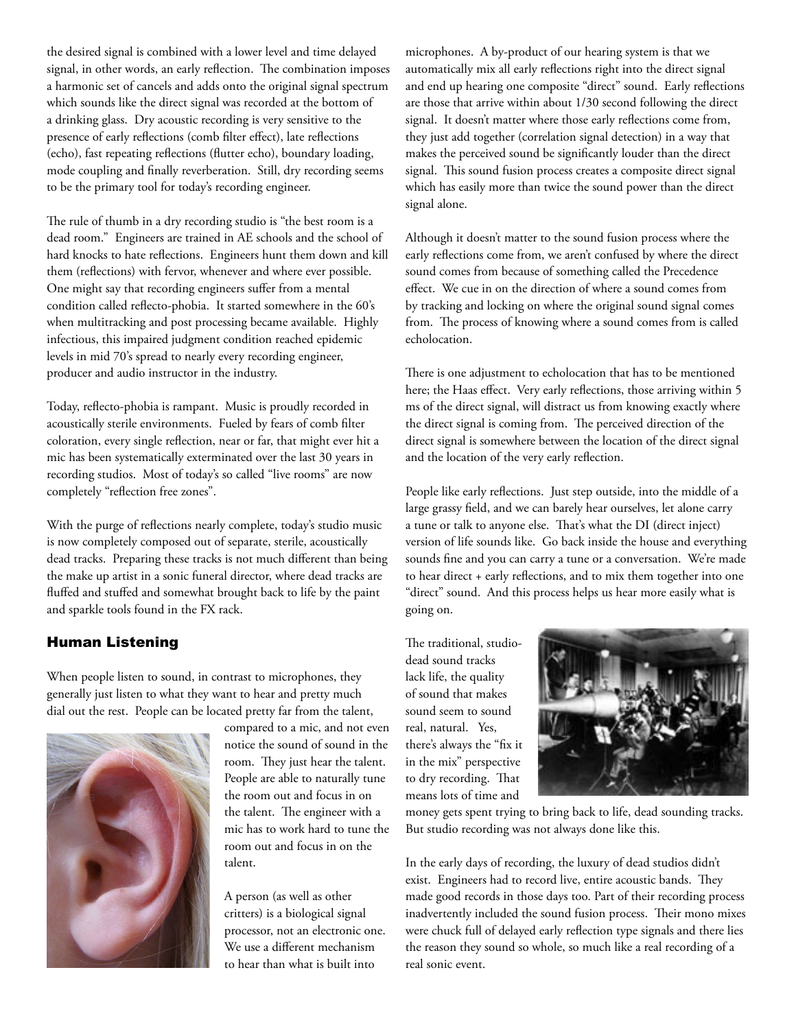the desired signal is combined with a lower level and time delayed signal, in other words, an early reflection. The combination imposes a harmonic set of cancels and adds onto the original signal spectrum which sounds like the direct signal was recorded at the bottom of a drinking glass. Dry acoustic recording is very sensitive to the presence of early reflections (comb filter effect), late reflections (echo), fast repeating reflections (flutter echo), boundary loading, mode coupling and finally reverberation. Still, dry recording seems to be the primary tool for today's recording engineer.

The rule of thumb in a dry recording studio is "the best room is a dead room." Engineers are trained in AE schools and the school of hard knocks to hate reflections. Engineers hunt them down and kill them (reflections) with fervor, whenever and where ever possible. One might say that recording engineers suffer from a mental condition called reflecto-phobia. It started somewhere in the 60's when multitracking and post processing became available. Highly infectious, this impaired judgment condition reached epidemic levels in mid 70's spread to nearly every recording engineer, producer and audio instructor in the industry.

Today, reflecto-phobia is rampant. Music is proudly recorded in acoustically sterile environments. Fueled by fears of comb filter coloration, every single reflection, near or far, that might ever hit a mic has been systematically exterminated over the last 30 years in recording studios. Most of today's so called "live rooms" are now completely "reflection free zones".

With the purge of reflections nearly complete, today's studio music is now completely composed out of separate, sterile, acoustically dead tracks. Preparing these tracks is not much different than being the make up artist in a sonic funeral director, where dead tracks are fluffed and stuffed and somewhat brought back to life by the paint and sparkle tools found in the FX rack.

## Human Listening

When people listen to sound, in contrast to microphones, they generally just listen to what they want to hear and pretty much dial out the rest. People can be located pretty far from the talent, compared to a mic, and not even notice the sound of sound in the room. They just hear the talent. People are able to naturally tune the room out and focus in on the talent. The engineer with a mic has to work hard to tune the room out and focus in on the talent.

A person (as well as other critters) is a biological signal processor, not an electronic one. We use a different mechanism to hear than what is built into microphones. A by-product of our hearing system is that we automatically mix all early reflections right into the direct signal and end up hearing one composite "direct" sound. Early reflections are those that arrive within about 1/30 second following the direct signal. It doesn't matter where those early reflections come from, they just add together (correlation signal detection) in a way that makes the perceived sound be significantly louder than the direct signal. This sound fusion process creates a composite direct signal which has easily more than twice the sound power than the direct signal alone.

Although it doesn't matter to the sound fusion process where the early reflections come from, we aren't confused by where the direct sound comes from because of something called the Precedence effect. We cue in on the direction of where a sound comes from by tracking and locking on where the original sound signal comes from. The process of knowing where a sound comes from is called echolocation.

There is one adjustment to echolocation that has to be mentioned here; the Haas effect. Very early reflections, those arriving within 5 ms of the direct signal, will distract us from knowing exactly where the direct signal is coming from. The perceived direction of the direct signal is somewhere between the location of the direct signal and the location of the very early reflection.

People like early reflections. Just step outside, into the middle of a large grassy field, and we can barely hear ourselves, let alone carry a tune or talk to anyone else. That's what the DI (direct inject) version of life sounds like. Go back inside the house and everything sounds fine and you can carry a tune or a conversation. We're made to hear direct + early reflections, and to mix them together into one "direct" sound. And this process helps us hear more easily what is going on.

The traditional, studio-dead sound tracks lack life, the quality of sound that makes sound seem to sound real, natural. Yes, there's always the "fix it in the mix" perspective to dry recording. That means lots of time and money gets spent trying to bring back to life, dead sounding tracks. But studio recording was not always done like this.

In the early days of recording, the luxury of dead studios didn't exist. Engineers had to record live, entire acoustic bands. They made good records in those days too. Part of their recording process inadvertently included the sound fusion process. Their mono mixes were chuck full of delayed early reflection type signals and there lies the reason they sound so whole, so much like a real recording of a real sonic event.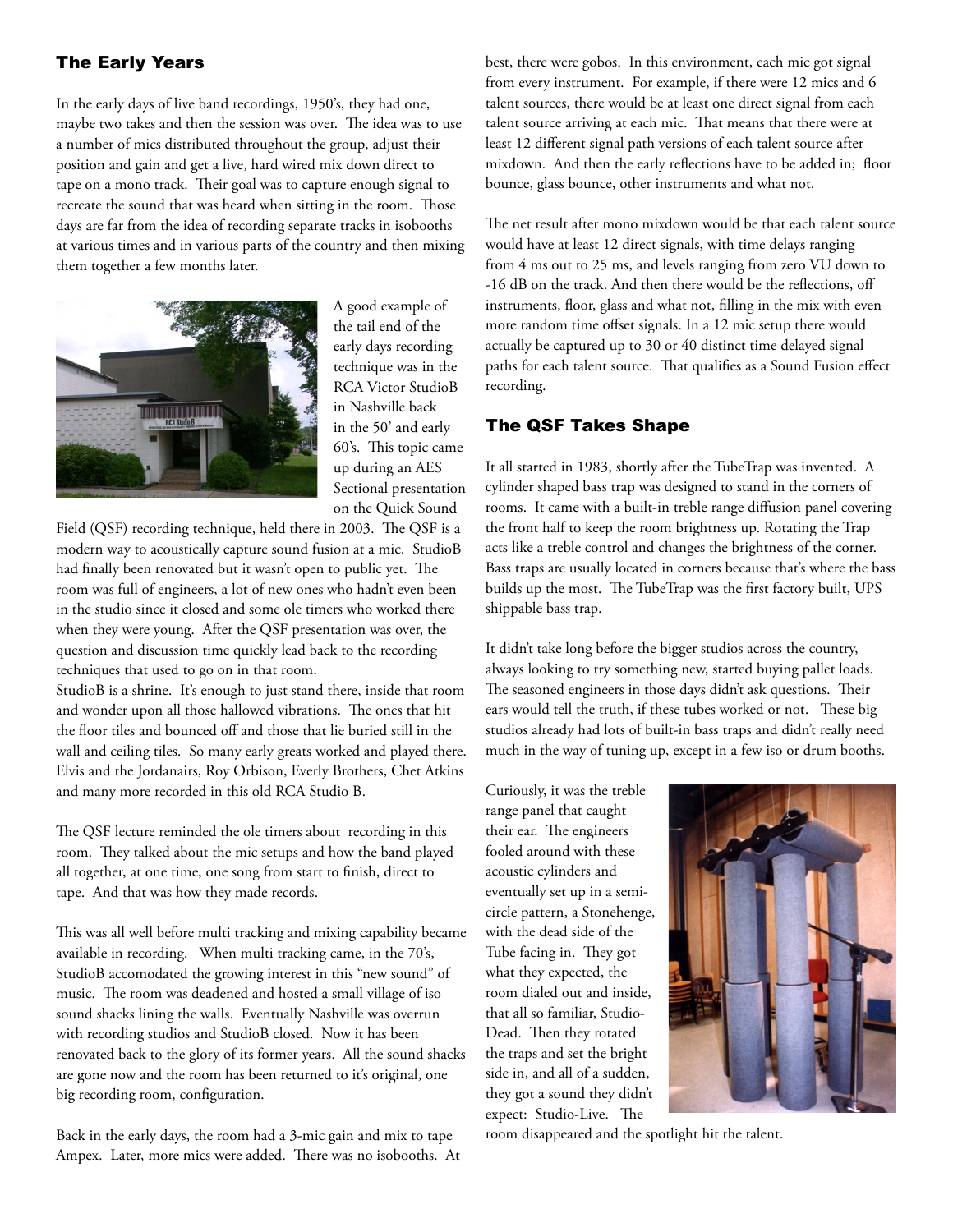## The Early Years

In the early days of live band recordings, 1950's, they had one, maybe two takes and then the session was over. The idea was to use a number of mics distributed throughout the group, adjust their position and gain and get a live, hard wired mix down direct to tape on a mono track. Their goal was to capture enough signal to recreate the sound that was heard when sitting in the room. Those days are far from the idea of recording separate tracks in isobooths at various times and in various parts of the country and then mixing them together a few months later.

A good example of the tail end of the early days recording technique was in the RCA Victor StudioB in Nashville back in the 50' and early 60's. This topic came up during an AES Sectional presentation on the Quick Sound Field (QSF) recording technique, held there in 2003. The QSF is a modern way to acoustically capture sound fusion at a mic. StudioB had finally been renovated but it wasn't open to public yet. The room was full of engineers, a lot of new ones who hadn't even been in the studio since it closed and some ole timers who worked there when they were young. After the QSF presentation was over, the question and discussion time quickly lead back to the recording techniques that used to go on in that room.

StudioB is a shrine. It's enough to just stand there, inside that room and wonder upon all those hallowed vibrations. The ones that hit the floor tiles and bounced off and those that lie buried still in the wall and ceiling tiles. So many early greats worked and played there. Elvis and the Jordanairs, Roy Orbison, Everly Brothers, Chet Atkins and many more recorded in this old RCA Studio B.

The QSF lecture reminded the ole timers about recording in this room. They talked about the mic setups and how the band played all together, at one time, one song from start to finish, direct to tape. And that was how they made records.

This was all well before multi tracking and mixing capability became available in recording. When multi tracking came, in the 70's, StudioB accomodated the growing interest in this "new sound" of music. The room was deadened and hosted a small village of iso sound shacks lining the walls. Eventually Nashville was overrun with recording studios and StudioB closed. Now it has been renovated back to the glory of its former years. All the sound shacks are gone now and the room has been returned to it's original, one big recording room, configuration.

Back in the early days, the room had a 3-mic gain and mix to tape Ampex. Later, more mics were added. There was no isobooths. At best, there were gobos. In this environment, each mic got signal from every instrument. For example, if there were 12 mics and 6 talent sources, there would be at least one direct signal from each talent source arriving at each mic. That means that there were at least 12 different signal path versions of each talent source after mixdown. And then the early reflections have to be added in; floor bounce, glass bounce, other instruments and what not.

The net result after mono mixdown would be that each talent source would have at least 12 direct signals, with time delays ranging from 4 ms out to 25 ms, and levels ranging from zero VU down to -16 dB on the track. And then there would be the reflections, off instruments, floor, glass and what not, filling in the mix with even more random time offset signals. In a 12 mic setup there would actually be captured up to 30 or 40 distinct time delayed signal paths for each talent source. That qualifies as a Sound Fusion effect recording.

## The QSF Takes Shape

It all started in 1983, shortly after the TubeTrap was invented. A cylinder shaped bass trap was designed to stand in the corners of rooms. It came with a built-in treble range diffusion panel covering the front half to keep the room brightness up. Rotating the Trap acts like a treble control and changes the brightness of the corner. Bass traps are usually located in corners because that's where the bass builds up the most. The TubeTrap was the first factory built, UPS shippable bass trap.

It didn't take long before the bigger studios across the country, always looking to try something new, started buying pallet loads. The seasoned engineers in those days didn't ask questions. Their ears would tell the truth, if these tubes worked or not. These big studios already had lots of built-in bass traps and didn't really need much in the way of tuning up, except in a few iso or drum booths.

Curiously, it was the treble range panel that caught their ear. The engineers fooled around with these acoustic cylinders and eventually set up in a semi-circle pattern, a Stonehenge, with the dead side of the Tube facing in. They got what they expected, the room dialed out and inside, that all so familiar, Studio-Dead. Then they rotated the traps and set the bright side in, and all of a sudden, they got a sound they didn't expect: Studio-Live. The room disappeared and the spotlight hit the talent.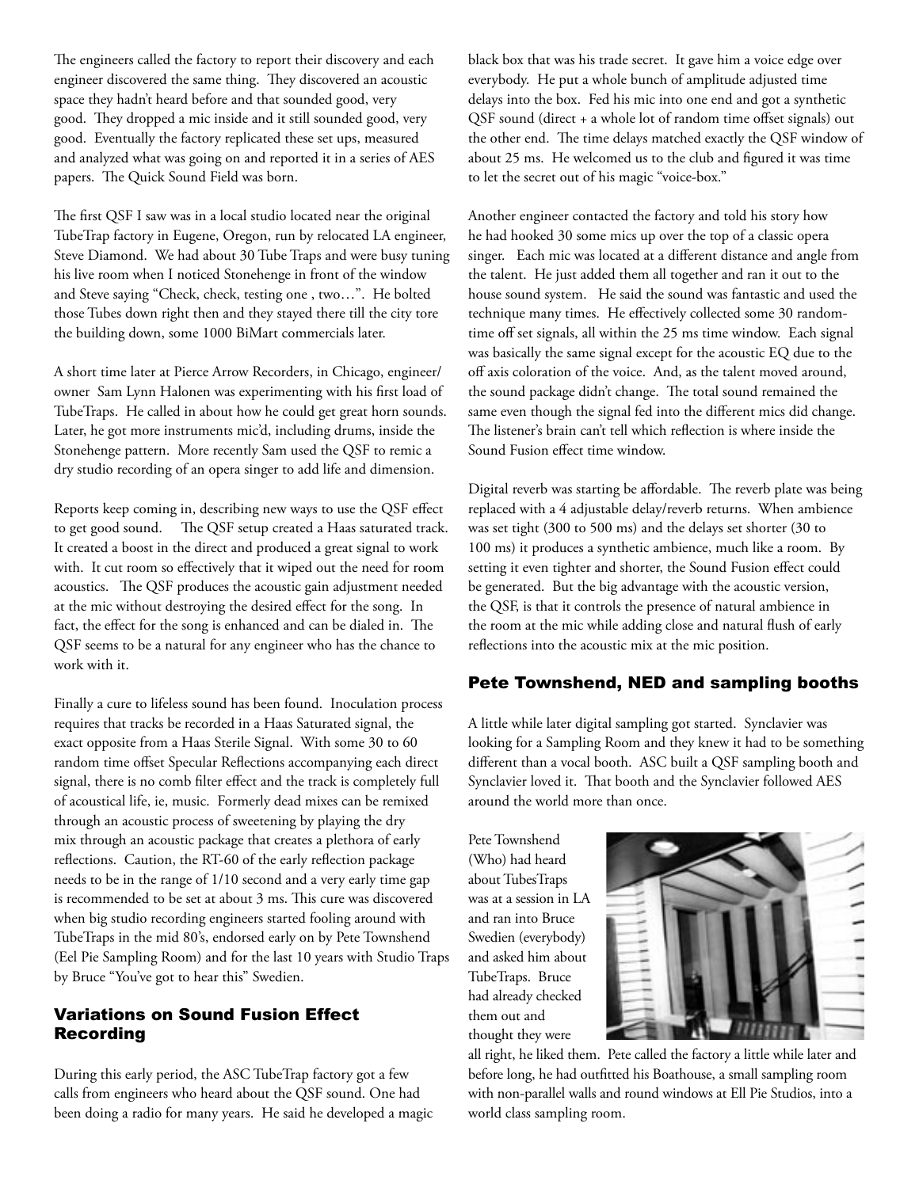The engineers called the factory to report their discovery and each engineer discovered the same thing. They discovered an acoustic space they hadn't heard before and that sounded good, very good. They dropped a mic inside and it still sounded good, very good. Eventually the factory replicated these set ups, measured and analyzed what was going on and reported it in a series of AES papers. The Quick Sound Field was born.

The first QSF I saw was in a local studio located near the original TubeTrap factory in Eugene, Oregon, run by relocated LA engineer, Steve Diamond. We had about 30 Tube Traps and were busy tuning his live room when I noticed Stonehenge in front of the window and Steve saying "Check, check, testing one , two…". He bolted those Tubes down right then and they stayed there till the city tore the building down, some 1000 BiMart commercials later.

A short time later at Pierce Arrow Recorders, in Chicago, engineer/ owner Sam Lynn Halonen was experimenting with his first load of TubeTraps. He called in about how he could get great horn sounds. Later, he got more instruments mic'd, including drums, inside the Stonehenge pattern. More recently Sam used the QSF to remic a dry studio recording of an opera singer to add life and dimension.

Reports keep coming in, describing new ways to use the QSF effect to get good sound. The QSF setup created a Haas saturated track. It created a boost in the direct and produced a great signal to work with. It cut room so effectively that it wiped out the need for room acoustics. The QSF produces the acoustic gain adjustment needed at the mic without destroying the desired effect for the song. In fact, the effect for the song is enhanced and can be dialed in. The QSF seems to be a natural for any engineer who has the chance to work with it.

Finally a cure to lifeless sound has been found. Inoculation process requires that tracks be recorded in a Haas Saturated signal, the exact opposite from a Haas Sterile Signal. With some 30 to 60 random time offset Specular Reflections accompanying each direct signal, there is no comb filter effect and the track is completely full of acoustical life, ie, music. Formerly dead mixes can be remixed through an acoustic process of sweetening by playing the dry mix through an acoustic package that creates a plethora of early reflections. Caution, the RT-60 of the early reflection package needs to be in the range of 1/10 second and a very early time gap is recommended to be set at about 3 ms. This cure was discovered when big studio recording engineers started fooling around with TubeTraps in the mid 80's, endorsed early on by Pete Townshend (Eel Pie Sampling Room) and for the last 10 years with Studio Traps by Bruce "You've got to hear this" Swedien.

## Variations on Sound Fusion Effect Recording

During this early period, the ASC TubeTrap factory got a few calls from engineers who heard about the QSF sound. One had been doing a radio for many years. He said he developed a magic black box that was his trade secret. It gave him a voice edge over everybody. He put a whole bunch of amplitude adjusted time delays into the box. Fed his mic into one end and got a synthetic QSF sound (direct + a whole lot of random time offset signals) out the other end. The time delays matched exactly the QSF window of about 25 ms. He welcomed us to the club and figured it was time to let the secret out of his magic "voice-box."

Another engineer contacted the factory and told his story how he had hooked 30 some mics up over the top of a classic opera singer. Each mic was located at a different distance and angle from the talent. He just added them all together and ran it out to the house sound system. He said the sound was fantastic and used the technique many times. He effectively collected some 30 random-time off set signals, all within the 25 ms time window. Each signal was basically the same signal except for the acoustic EQ due to the off axis coloration of the voice. And, as the talent moved around, the sound package didn't change. The total sound remained the same even though the signal fed into the different mics did change. The listener's brain can't tell which reflection is where inside the Sound Fusion effect time window.

Digital reverb was starting be affordable. The reverb plate was being replaced with a 4 adjustable delay/reverb returns. When ambience was set tight (300 to 500 ms) and the delays set shorter (30 to 100 ms) it produces a synthetic ambience, much like a room. By setting it even tighter and shorter, the Sound Fusion effect could be generated. But the big advantage with the acoustic version, the QSF, is that it controls the presence of natural ambience in the room at the mic while adding close and natural flush of early reflections into the acoustic mix at the mic position.

## Pete Townshend, NED and sampling booths

A little while later digital sampling got started. Synclavier was looking for a Sampling Room and they knew it had to be something different than a vocal booth. ASC built a QSF sampling booth and Synclavier loved it. That booth and the Synclavier followed AES around the world more than once.

Pete Townshend (Who) had heard about TubesTraps was at a session in LA and ran into Bruce Swedien (everybody) and asked him about TubeTraps. Bruce had already checked them out and thought they were all right, he liked them. Pete called the factory a little while later and before long, he had outfitted his Boathouse, a small sampling room with non-parallel walls and round windows at Ell Pie Studios, into a world class sampling room.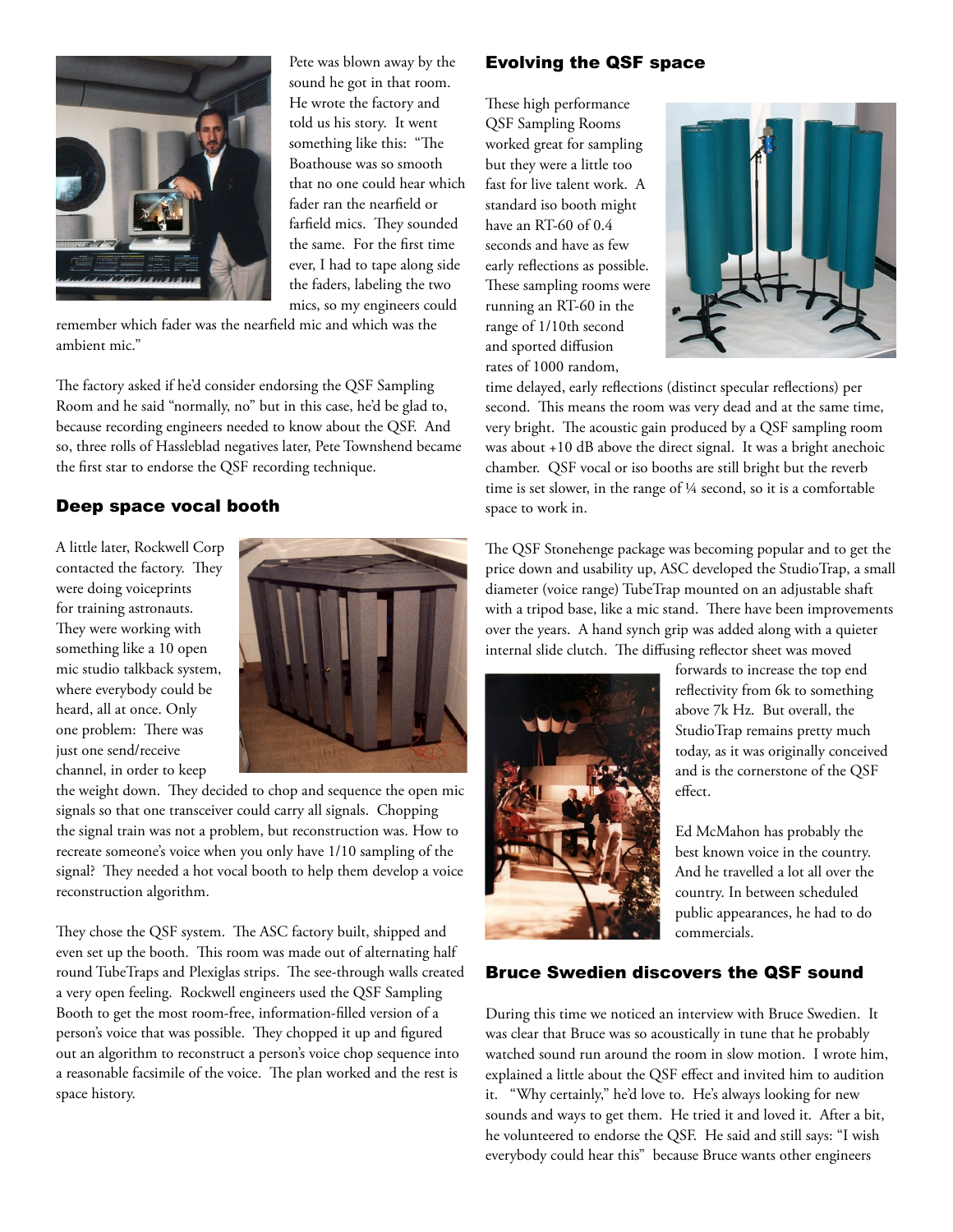Pete was blown away by the sound he got in that room. He wrote the factory and told us his story. It went something like this: "The Boathouse was so smooth that no one could hear which fader ran the nearfield or farfield mics. They sounded the same. For the first time ever, I had to tape along side the faders, labeling the two mics, so my engineers could remember which fader was the nearfield mic and which was the ambient mic."

The factory asked if he'd consider endorsing the QSF Sampling Room and he said "normally, no" but in this case, he'd be glad to, because recording engineers needed to know about the QSF. And so, three rolls of Hassleblad negatives later, Pete Townshend became the first star to endorse the QSF recording technique.

### Deep space vocal booth

A little later, Rockwell Corp contacted the factory. They were doing voiceprints for training astronauts. They were working with something like a 10 open mic studio talkback system, where everybody could be heard, all at once. Only one problem: There was just one send/receive channel, in order to keep the weight down. They decided to chop and sequence the open mic signals so that one transceiver could carry all signals. Chopping the signal train was not a problem, but reconstruction was. How to recreate someone's voice when you only have 1/10 sampling of the signal? They needed a hot vocal booth to help them develop a voice reconstruction algorithm.

They chose the QSF system. The ASC factory built, shipped and even set up the booth. This room was made out of alternating half round TubeTraps and Plexiglas strips. The see-through walls created a very open feeling. Rockwell engineers used the QSF Sampling Booth to get the most room-free, information-filled version of a person's voice that was possible. They chopped it up and figured out an algorithm to reconstruct a person's voice chop sequence into a reasonable facsimile of the voice. The plan worked and the rest is space history.

### Evolving the QSF space

These high performance QSF Sampling Rooms worked great for sampling but they were a little too fast for live talent work. A standard iso booth might have an RT-60 of 0.4 seconds and have as few early reflections as possible. These sampling rooms were running an RT-60 in the range of 1/10th second and sported diffusion rates of 1000 random, time delayed, early reflections (distinct specular reflections) per second. This means the room was very dead and at the same time, very bright. The acoustic gain produced by a QSF sampling room was about +10 dB above the direct signal. It was a bright anechoic chamber. QSF vocal or iso booths are still bright but the reverb time is set slower, in the range of ¼ second, so it is a comfortable space to work in.

The QSF Stonehenge package was becoming popular and to get the price down and usability up, ASC developed the StudioTrap, a small diameter (voice range) TubeTrap mounted on an adjustable shaft with a tripod base, like a mic stand. There have been improvements over the years. A hand synch grip was added along with a quieter internal slide clutch. The diffusing reflector sheet was moved forwards to increase the top end reflectivity from 6k to something above 7k Hz. But overall, the StudioTrap remains pretty much today, as it was originally conceived and is the cornerstone of the QSF effect.

Ed McMahon has probably the best known voice in the country. And he travelled a lot all over the country. In between scheduled public appearances, he had to do commercials.

### Bruce Swedien discovers the QSF sound

During this time we noticed an interview with Bruce Swedien. It was clear that Bruce was so acoustically in tune that he probably watched sound run around the room in slow motion. I wrote him, explained a little about the QSF effect and invited him to audition it. "Why certainly," he'd love to. He's always looking for new sounds and ways to get them. He tried it and loved it. After a bit, he volunteered to endorse the QSF. He said and still says: "I wish everybody could hear this" because Bruce wants other engineers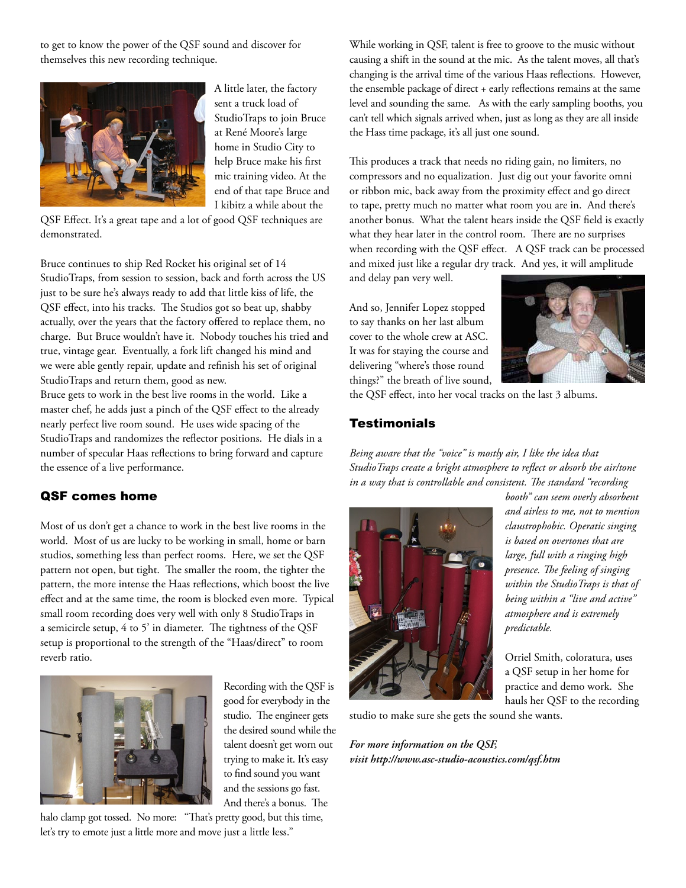to get to know the power of the QSF sound and discover for themselves this new recording technique.

A little later, the factory sent a truck load of StudioTraps to join Bruce at René Moore's large home in Studio City to help Bruce make his first mic training video. At the end of that tape Bruce and I kibitz a while about the QSF Effect. It's a great tape and a lot of good QSF techniques are demonstrated.

Bruce continues to ship Red Rocket his original set of 14 StudioTraps, from session to session, back and forth across the US just to be sure he's always ready to add that little kiss of life, the QSF effect, into his tracks. The Studios got so beat up, shabby actually, over the years that the factory offered to replace them, no charge. But Bruce wouldn't have it. Nobody touches his tried and true, vintage gear. Eventually, a fork lift changed his mind and we were able gently repair, update and refinish his set of original StudioTraps and return them, good as new.

Bruce gets to work in the best live rooms in the world. Like a master chef, he adds just a pinch of the QSF effect to the already nearly perfect live room sound. He uses wide spacing of the StudioTraps and randomizes the reflector positions. He dials in a number of specular Haas reflections to bring forward and capture the essence of a live performance.

## QSF comes home

Most of us don't get a chance to work in the best live rooms in the world. Most of us are lucky to be working in small, home or barn studios, something less than perfect rooms. Here, we set the QSF pattern not open, but tight. The smaller the room, the tighter the pattern, the more intense the Haas reflections, which boost the live effect and at the same time, the room is blocked even more. Typical small room recording does very well with only 8 StudioTraps in a semicircle setup, 4 to 5' in diameter. The tightness of the QSF setup is proportional to the strength of the "Haas/direct" to room reverb ratio.

Recording with the QSF is good for everybody in the studio. The engineer gets the desired sound while the talent doesn't get worn out trying to make it. It's easy to find sound you want and the sessions go fast. And there's a bonus. The halo clamp got tossed. No more: "That's pretty good, but this time, let's try to emote just a little more and move just a little less."

While working in QSF, talent is free to groove to the music without causing a shift in the sound at the mic. As the talent moves, all that's changing is the arrival time of the various Haas reflections. However, the ensemble package of direct + early reflections remains at the same level and sounding the same. As with the early sampling booths, you can't tell which signals arrived when, just as long as they are all inside the Hass time package, it's all just one sound.

This produces a track that needs no riding gain, no limiters, no compressors and no equalization. Just dig out your favorite omni or ribbon mic, back away from the proximity effect and go direct to tape, pretty much no matter what room you are in. And there's another bonus. What the talent hears inside the QSF field is exactly what they hear later in the control room. There are no surprises when recording with the QSF effect. A QSF track can be processed and mixed just like a regular dry track. And yes, it will amplitude and delay pan very well.

And so, Jennifer Lopez stopped to say thanks on her last album cover to the whole crew at ASC. It was for staying the course and delivering "where's those round things?" the breath of live sound, the QSF effect, into her vocal tracks on the last 3 albums.

## Testimonials

*Being aware that the "voice" is mostly air, I like the idea that StudioTraps create a bright atmosphere to reflect or absorb the air/tone in a way that is controllable and consistent. The standard "recording booth" can seem overly absorbent and airless to me, not to mention claustrophobic. Operatic singing is based on overtones that are large, full with a ringing high presence. The feeling of singing within the StudioTraps is that of being within a "live and active" atmosphere and is extremely predictable.*

Orriel Smith, coloratura, uses a QSF setup in her home for practice and demo work. She hauls her QSF to the recording studio to make sure she gets the sound she wants.

***For more information on the QSF, visit http://www.asc-studio-acoustics.com/qsf.htm***